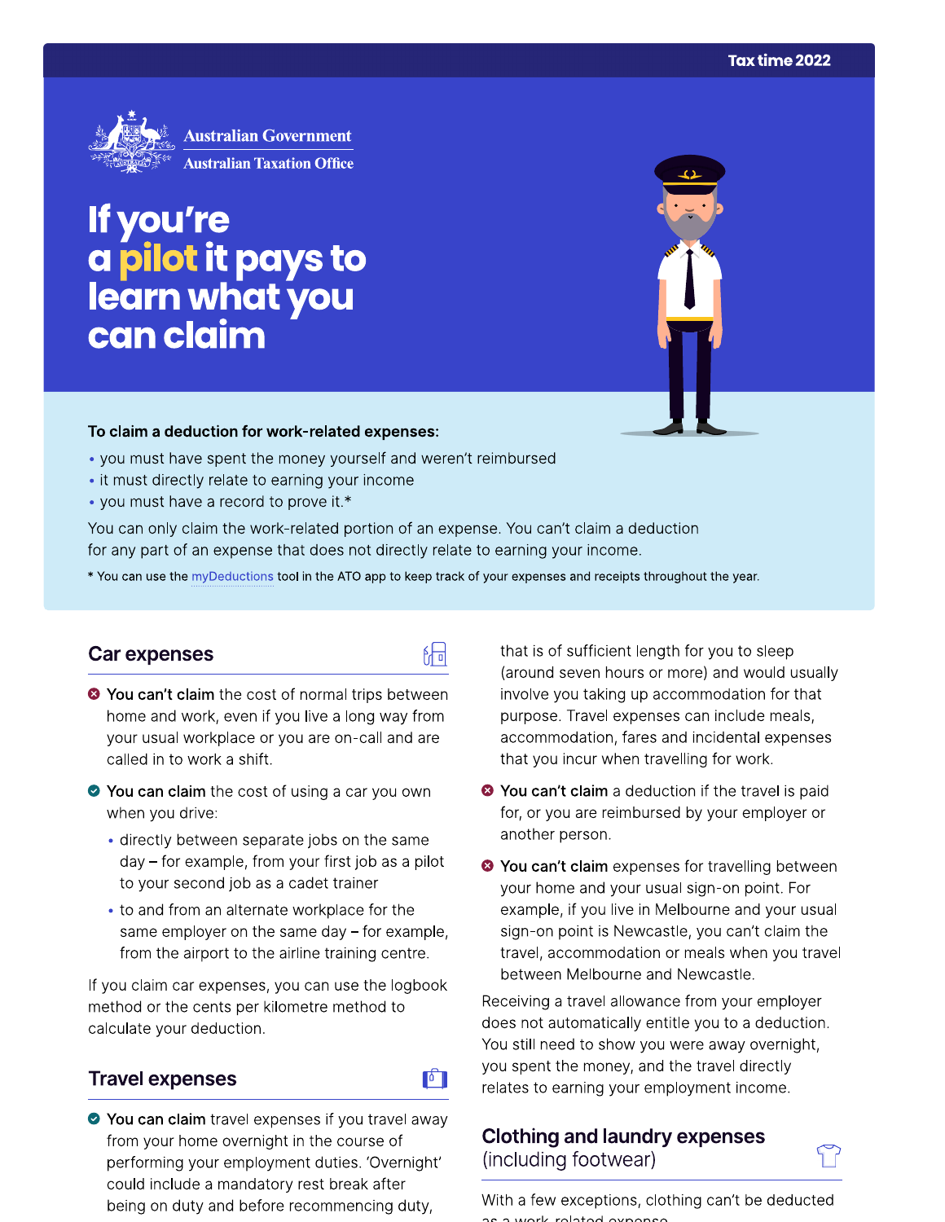Tax time 2022

Australian Government
Australian Taxation Office

# If you're a pilot it pays to learn what you can claim

**To claim a deduction for work-related expenses:**

- you must have spent the money yourself and weren't reimbursed
- it must directly relate to earning your income
- you must have a record to prove it.*

You can only claim the work-related portion of an expense. You can't claim a deduction for any part of an expense that does not directly relate to earning your income.

* You can use the myDeductions tool in the ATO app to keep track of your expenses and receipts throughout the year.

## Car expenses

- **You can't claim** the cost of normal trips between home and work, even if you live a long way from your usual workplace or you are on-call and are called in to work a shift.
- **You can claim** the cost of using a car you own when you drive:
  - directly between separate jobs on the same day – for example, from your first job as a pilot to your second job as a cadet trainer
  - to and from an alternate workplace for the same employer on the same day – for example, from the airport to the airline training centre.

If you claim car expenses, you can use the logbook method or the cents per kilometre method to calculate your deduction.

## Travel expenses

- **You can claim** travel expenses if you travel away from your home overnight in the course of performing your employment duties. 'Overnight' could include a mandatory rest break after being on duty and before recommencing duty, that is of sufficient length for you to sleep (around seven hours or more) and would usually involve you taking up accommodation for that purpose. Travel expenses can include meals, accommodation, fares and incidental expenses that you incur when travelling for work.
- **You can't claim** a deduction if the travel is paid for, or you are reimbursed by your employer or another person.
- **You can't claim** expenses for travelling between your home and your usual sign-on point. For example, if you live in Melbourne and your usual sign-on point is Newcastle, you can't claim the travel, accommodation or meals when you travel between Melbourne and Newcastle.

Receiving a travel allowance from your employer does not automatically entitle you to a deduction. You still need to show you were away overnight, you spent the money, and the travel directly relates to earning your employment income.

## Clothing and laundry expenses (including footwear)

With a few exceptions, clothing can't be deducted as a work-related expense.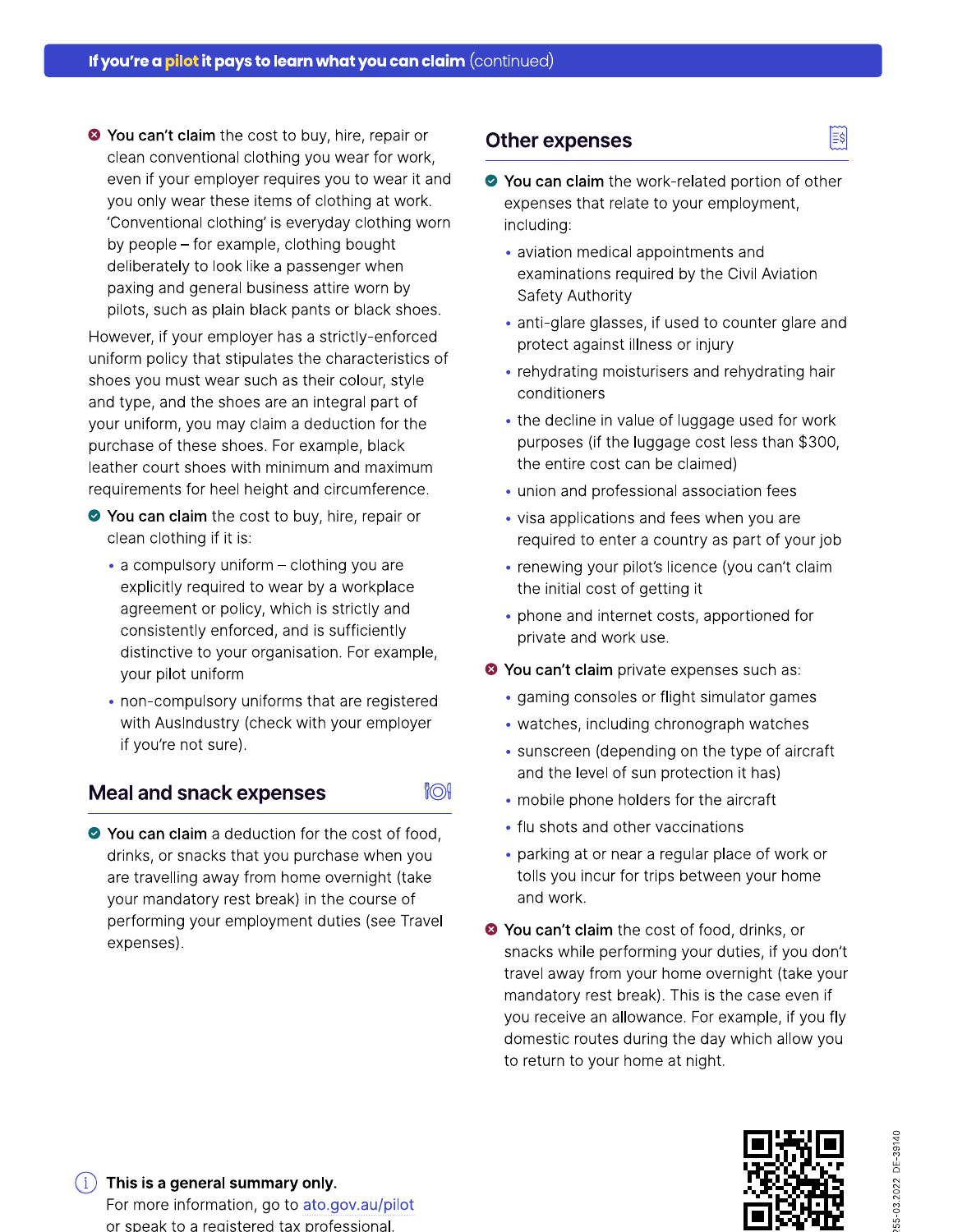**If you're a pilot it pays to learn what you can claim** (continued)

**You can't claim** the cost to buy, hire, repair or clean conventional clothing you wear for work, even if your employer requires you to wear it and you only wear these items of clothing at work. 'Conventional clothing' is everyday clothing worn by people – for example, clothing bought deliberately to look like a passenger when paxing and general business attire worn by pilots, such as plain black pants or black shoes.

However, if your employer has a strictly-enforced uniform policy that stipulates the characteristics of shoes you must wear such as their colour, style and type, and the shoes are an integral part of your uniform, you may claim a deduction for the purchase of these shoes. For example, black leather court shoes with minimum and maximum requirements for heel height and circumference.

**You can claim** the cost to buy, hire, repair or clean clothing if it is:

- a compulsory uniform – clothing you are explicitly required to wear by a workplace agreement or policy, which is strictly and consistently enforced, and is sufficiently distinctive to your organisation. For example, your pilot uniform
- non-compulsory uniforms that are registered with AusIndustry (check with your employer if you're not sure).

## Meal and snack expenses

**You can claim** a deduction for the cost of food, drinks, or snacks that you purchase when you are travelling away from home overnight (take your mandatory rest break) in the course of performing your employment duties (see Travel expenses).

## Other expenses

**You can claim** the work-related portion of other expenses that relate to your employment, including:

- aviation medical appointments and examinations required by the Civil Aviation Safety Authority
- anti-glare glasses, if used to counter glare and protect against illness or injury
- rehydrating moisturisers and rehydrating hair conditioners
- the decline in value of luggage used for work purposes (if the luggage cost less than $300, the entire cost can be claimed)
- union and professional association fees
- visa applications and fees when you are required to enter a country as part of your job
- renewing your pilot's licence (you can't claim the initial cost of getting it
- phone and internet costs, apportioned for private and work use.

**You can't claim** private expenses such as:

- gaming consoles or flight simulator games
- watches, including chronograph watches
- sunscreen (depending on the type of aircraft and the level of sun protection it has)
- mobile phone holders for the aircraft
- flu shots and other vaccinations
- parking at or near a regular place of work or tolls you incur for trips between your home and work.

**You can't claim** the cost of food, drinks, or snacks while performing your duties, if you don't travel away from your home overnight (take your mandatory rest break). This is the case even if you receive an allowance. For example, if you fly domestic routes during the day which allow you to return to your home at night.

**This is a general summary only.**
For more information, go to ato.gov.au/pilot or speak to a registered tax professional.